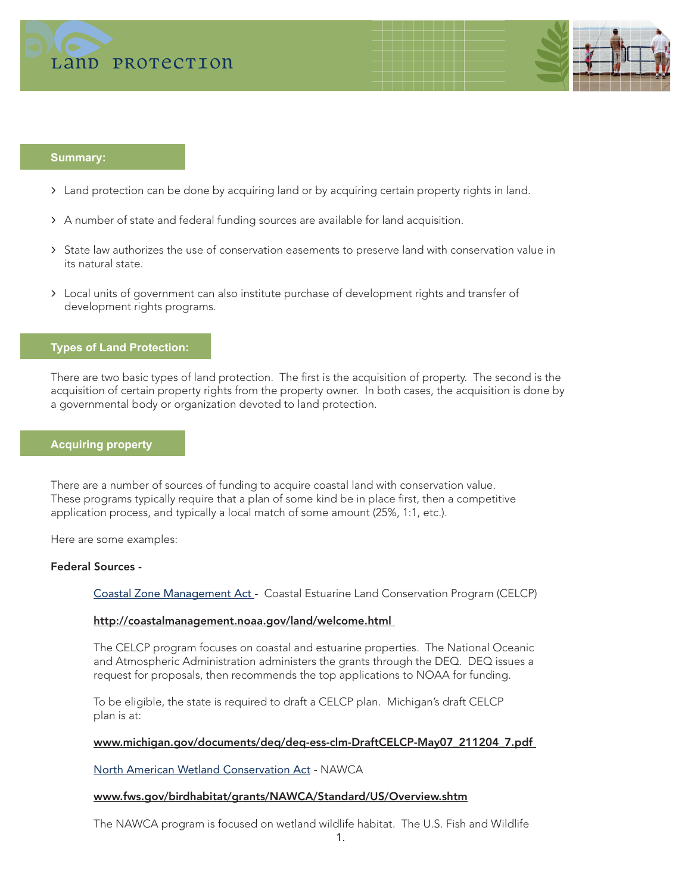# Land Protection

## Summary:

- Land protection can be done by acquiring land or by acquiring certain property rights in land.
- A number of state and federal funding sources are available for land acquisition.
- State law authorizes the use of conservation easements to preserve land with conservation value in its natural state.
- Local units of government can also institute purchase of development rights and transfer of development rights programs.

## Types of Land Protection:

There are two basic types of land protection. The first is the acquisition of property. The second is the acquisition of certain property rights from the property owner. In both cases, the acquisition is done by a governmental body or organization devoted to land protection.

## Acquiring property

There are a number of sources of funding to acquire coastal land with conservation value. These programs typically require that a plan of some kind be in place first, then a competitive application process, and typically a local match of some amount (25%, 1:1, etc.).

Here are some examples:

**Federal Sources -**

Coastal Zone Management Act - Coastal Estuarine Land Conservation Program (CELCP)

**http://coastalmanagement.noaa.gov/land/welcome.html**

The CELCP program focuses on coastal and estuarine properties. The National Oceanic and Atmospheric Administration administers the grants through the DEQ. DEQ issues a request for proposals, then recommends the top applications to NOAA for funding.

To be eligible, the state is required to draft a CELCP plan. Michigan's draft CELCP plan is at:

**www.michigan.gov/documents/deq/deq-ess-clm-DraftCELCP-May07_211204_7.pdf**

North American Wetland Conservation Act - NAWCA

**www.fws.gov/birdhabitat/grants/NAWCA/Standard/US/Overview.shtm**

The NAWCA program is focused on wetland wildlife habitat. The U.S. Fish and Wildlife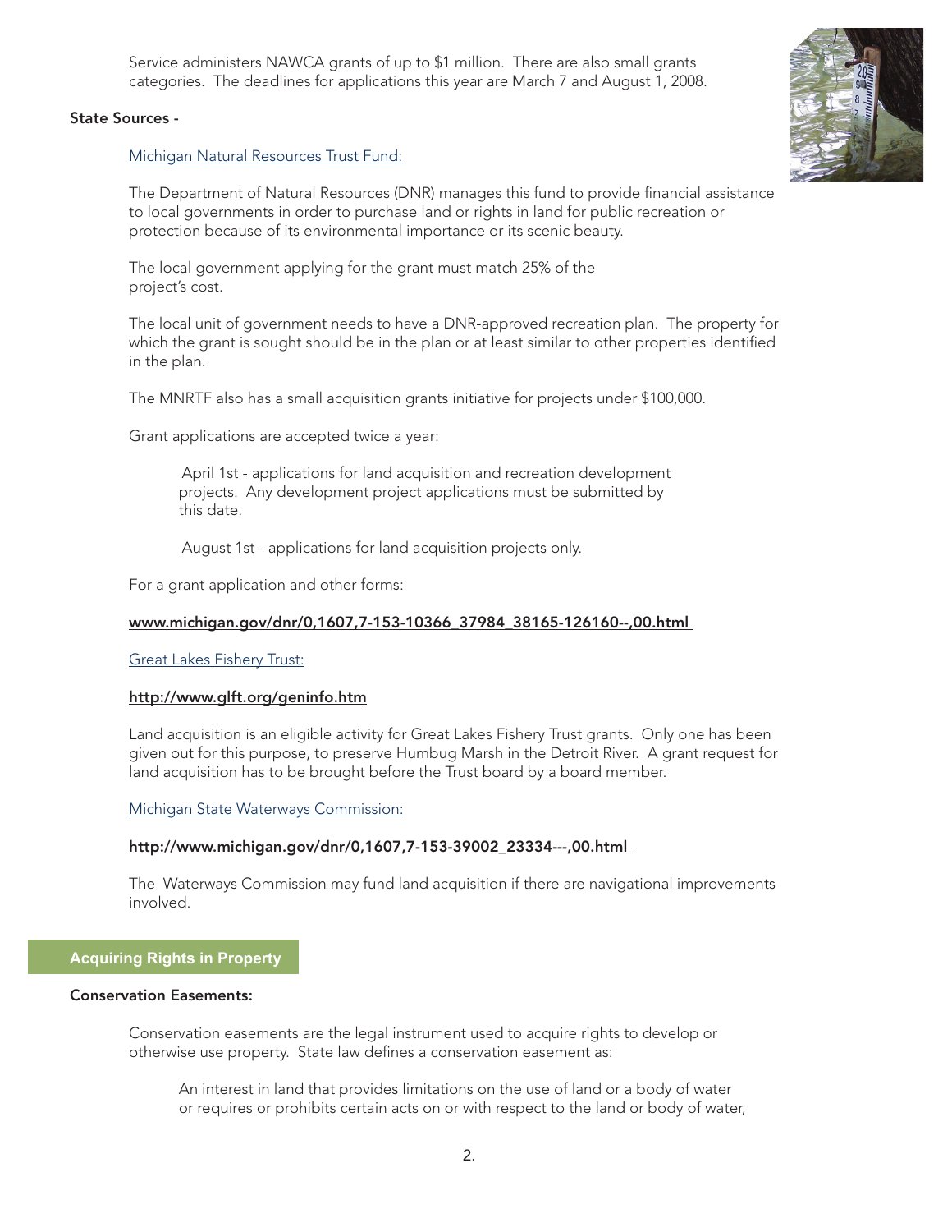Service administers NAWCA grants of up to $1 million. There are also small grants categories. The deadlines for applications this year are March 7 and August 1, 2008.

**State Sources -**

Michigan Natural Resources Trust Fund:

The Department of Natural Resources (DNR) manages this fund to provide financial assistance to local governments in order to purchase land or rights in land for public recreation or protection because of its environmental importance or its scenic beauty.

The local government applying for the grant must match 25% of the project's cost.

The local unit of government needs to have a DNR-approved recreation plan. The property for which the grant is sought should be in the plan or at least similar to other properties identified in the plan.

The MNRTF also has a small acquisition grants initiative for projects under $100,000.

Grant applications are accepted twice a year:

> April 1st - applications for land acquisition and recreation development projects. Any development project applications must be submitted by this date.
>
> August 1st - applications for land acquisition projects only.

For a grant application and other forms:

**www.michigan.gov/dnr/0,1607,7-153-10366_37984_38165-126160--,00.html**

Great Lakes Fishery Trust:

**http://www.glft.org/geninfo.htm**

Land acquisition is an eligible activity for Great Lakes Fishery Trust grants. Only one has been given out for this purpose, to preserve Humbug Marsh in the Detroit River. A grant request for land acquisition has to be brought before the Trust board by a board member.

Michigan State Waterways Commission:

**http://www.michigan.gov/dnr/0,1607,7-153-39002_23334---,00.html**

The Waterways Commission may fund land acquisition if there are navigational improvements involved.

## Acquiring Rights in Property

**Conservation Easements:**

Conservation easements are the legal instrument used to acquire rights to develop or otherwise use property. State law defines a conservation easement as:

> An interest in land that provides limitations on the use of land or a body of water or requires or prohibits certain acts on or with respect to the land or body of water,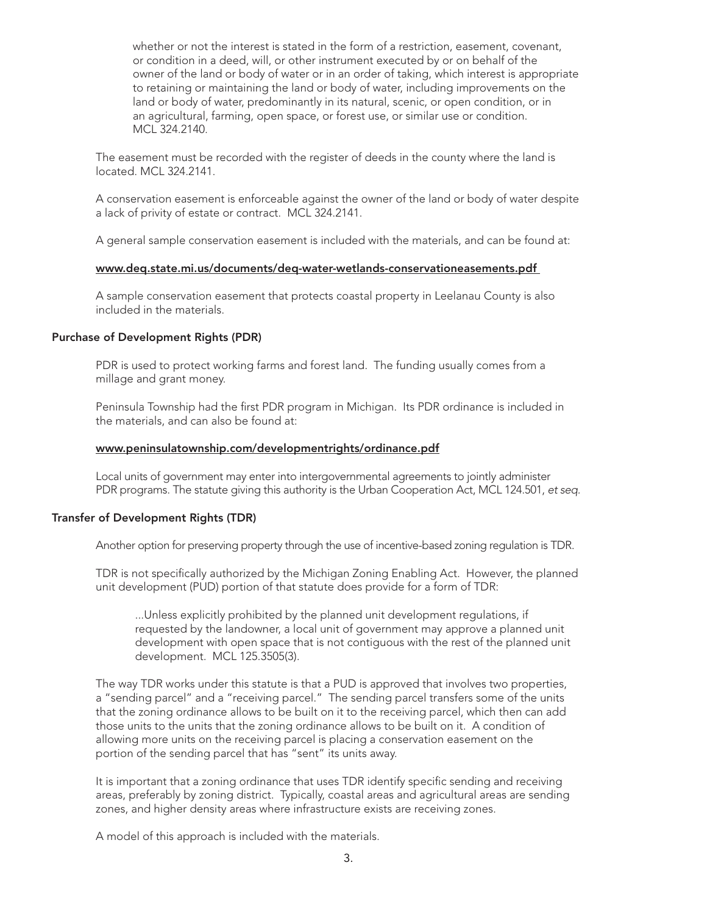> whether or not the interest is stated in the form of a restriction, easement, covenant, or condition in a deed, will, or other instrument executed by or on behalf of the owner of the land or body of water or in an order of taking, which interest is appropriate to retaining or maintaining the land or body of water, including improvements on the land or body of water, predominantly in its natural, scenic, or open condition, or in an agricultural, farming, open space, or forest use, or similar use or condition. MCL 324.2140.

The easement must be recorded with the register of deeds in the county where the land is located. MCL 324.2141.

A conservation easement is enforceable against the owner of the land or body of water despite a lack of privity of estate or contract. MCL 324.2141.

A general sample conservation easement is included with the materials, and can be found at:

**www.deq.state.mi.us/documents/deq-water-wetlands-conservationeasements.pdf**

A sample conservation easement that protects coastal property in Leelanau County is also included in the materials.

### Purchase of Development Rights (PDR)

PDR is used to protect working farms and forest land. The funding usually comes from a millage and grant money.

Peninsula Township had the first PDR program in Michigan. Its PDR ordinance is included in the materials, and can also be found at:

**www.peninsulatownship.com/developmentrights/ordinance.pdf**

Local units of government may enter into intergovernmental agreements to jointly administer PDR programs. The statute giving this authority is the Urban Cooperation Act, MCL 124.501, *et seq.*

### Transfer of Development Rights (TDR)

Another option for preserving property through the use of incentive-based zoning regulation is TDR.

TDR is not specifically authorized by the Michigan Zoning Enabling Act. However, the planned unit development (PUD) portion of that statute does provide for a form of TDR:

> ...Unless explicitly prohibited by the planned unit development regulations, if requested by the landowner, a local unit of government may approve a planned unit development with open space that is not contiguous with the rest of the planned unit development. MCL 125.3505(3).

The way TDR works under this statute is that a PUD is approved that involves two properties, a "sending parcel" and a "receiving parcel." The sending parcel transfers some of the units that the zoning ordinance allows to be built on it to the receiving parcel, which then can add those units to the units that the zoning ordinance allows to be built on it. A condition of allowing more units on the receiving parcel is placing a conservation easement on the portion of the sending parcel that has "sent" its units away.

It is important that a zoning ordinance that uses TDR identify specific sending and receiving areas, preferably by zoning district. Typically, coastal areas and agricultural areas are sending zones, and higher density areas where infrastructure exists are receiving zones.

A model of this approach is included with the materials.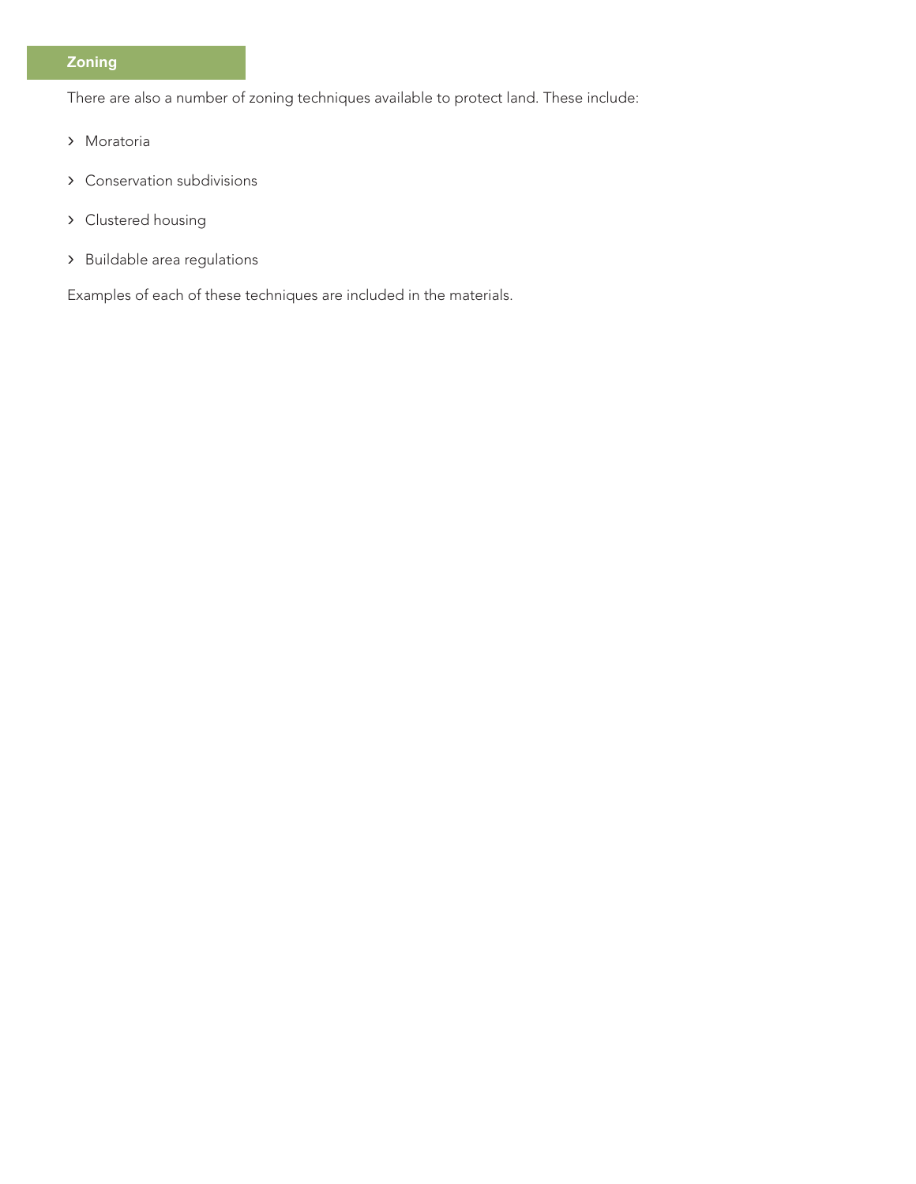## Zoning

There are also a number of zoning techniques available to protect land. These include:

- Moratoria
- Conservation subdivisions
- Clustered housing
- Buildable area regulations

Examples of each of these techniques are included in the materials.